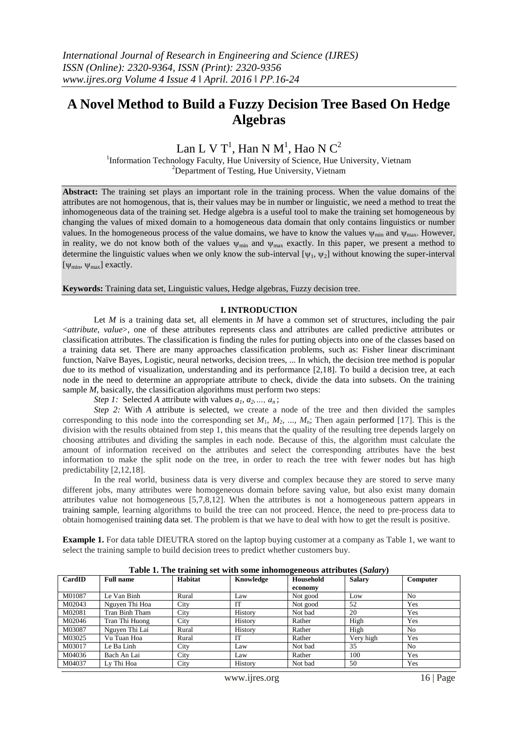# A Novel Method to Build a Fuzzy Decision Tree Based On Hedge Algebras

Lan L V T[1], Han N M[1], Hao N C[2]

[1]Information Technology Faculty, Hue University of Science, Hue University, Vietnam
[2]Department of Testing, Hue University, Vietnam

**Abstract:** The training set plays an important role in the training process. When the value domains of the attributes are not homogenous, that is, their values may be in number or linguistic, we need a method to treat the inhomogeneous data of the training set. Hedge algebra is a useful tool to make the training set homogeneous by changing the values of mixed domain to a homogeneous data domain that only contains linguistics or number values. In the homogeneous process of the value domains, we have to know the values $\psi_{min}$ and $\psi_{max}$. However, in reality, we do not know both of the values $\psi_{min}$ and $\psi_{max}$ exactly. In this paper, we present a method to determine the linguistic values when we only know the sub-interval $[\psi_1, \psi_2]$ without knowing the super-interval $[\psi_{min}, \psi_{max}]$ exactly.

**Keywords:** Training data set, Linguistic values, Hedge algebras, Fuzzy decision tree.

## I. INTRODUCTION

Let *M* is a training data set, all elements in *M* have a common set of structures, including the pair <*attribute*, *value*>, one of these attributes represents class and attributes are called predictive attributes or classification attributes. The classification is finding the rules for putting objects into one of the classes based on a training data set. There are many approaches classification problems, such as: Fisher linear discriminant function, Naïve Bayes, Logistic, neural networks, decision trees, ... In which, the decision tree method is popular due to its method of visualization, understanding and its performance [2,18]. To build a decision tree, at each node in the need to determine an appropriate attribute to check, divide the data into subsets. On the training sample *M*, basically, the classification algorithms must perform two steps:

*Step 1:* Selected *A* attribute with values $a_1, a_2, \ldots, a_n$;

*Step 2:* With *A* attribute is selected, we create a node of the tree and then divided the samples corresponding to this node into the corresponding set $M_1$, $M_2$, ..., $M_n$; Then again performed [17]. This is the division with the results obtained from step 1, this means that the quality of the resulting tree depends largely on choosing attributes and dividing the samples in each node. Because of this, the algorithm must calculate the amount of information received on the attributes and select the corresponding attributes have the best information to make the split node on the tree, in order to reach the tree with fewer nodes but has high predictability [2,12,18].

In the real world, business data is very diverse and complex because they are stored to serve many different jobs, many attributes were homogeneous domain before saving value, but also exist many domain attributes value not homogeneous [5,7,8,12]. When the attributes is not a homogeneous pattern appears in training sample, learning algorithms to build the tree can not proceed. Hence, the need to pre-process data to obtain homogenised training data set. The problem is that we have to deal with how to get the result is positive.

**Example 1.** For data table DIEUTRA stored on the laptop buying customer at a company as Table 1, we want to select the training sample to build decision trees to predict whether customers buy.

**Table 1. The training set with some inhomogeneous attributes (*Salary*)**

| CardID | Full name | Habitat | Knowledge | Household economy | Salary | Computer |
|---|---|---|---|---|---|---|
| M01087 | Le Van Binh | Rural | Law | Not good | Low | No |
| M02043 | Nguyen Thi Hoa | City | IT | Not good | 52 | Yes |
| M02081 | Tran Binh Tham | City | History | Not bad | 20 | Yes |
| M02046 | Tran Thi Huong | City | History | Rather | High | Yes |
| M03087 | Nguyen Thi Lai | Rural | History | Rather | High | No |
| M03025 | Vu Tuan Hoa | Rural | IT | Rather | Very high | Yes |
| M03017 | Le Ba Linh | City | Law | Not bad | 35 | No |
| M04036 | Bach An Lai | City | Law | Rather | 100 | Yes |
| M04037 | Ly Thi Hoa | City | History | Not bad | 50 | Yes |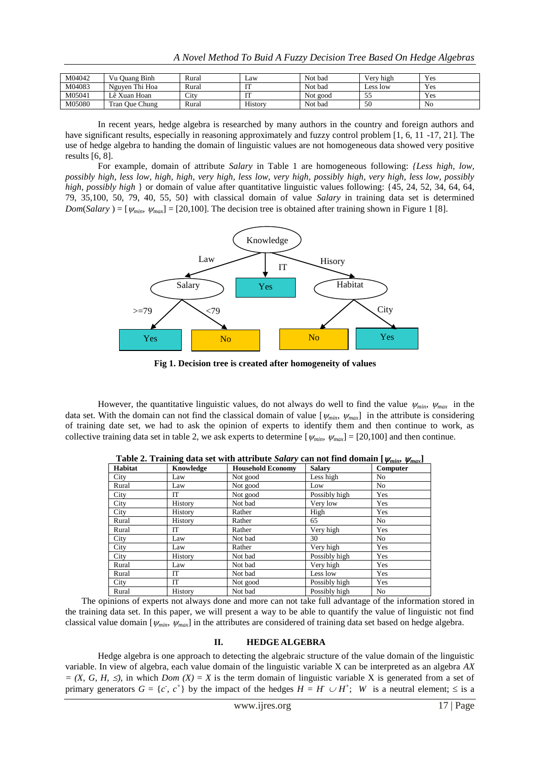| M04042 | Vu Quang Bình | Rural | Law | Not bad | Very high | Yes |
|---|---|---|---|---|---|---|
| M04083 | Nguyen Thi Hoa | Rural | IT | Not bad | Less low | Yes |
| M05041 | Lê Xuan Hoan | City | IT | Not good | 55 | Yes |
| M05080 | Tran Que Chung | Rural | History | Not bad | 50 | No |

In recent years, hedge algebra is researched by many authors in the country and foreign authors and have significant results, especially in reasoning approximately and fuzzy control problem [1, 6, 11 -17, 21]. The use of hedge algebra to handing the domain of linguistic values are not homogeneous data showed very positive results [6, 8].

For example, domain of attribute *Salary* in Table 1 are homogeneous following: *{Less high, low, possibly high, less low, high, high, very high, less low, very high, possibly high, very high, less low, possibly high, possibly high* } or domain of value after quantitative linguistic values following: {45, 24, 52, 34, 64, 64, 79, 35,100, 50, 79, 40, 55, 50} with classical domain of value *Salary* in training data set is determined $Dom(Salary) = [\psi_{min}, \psi_{max}] = [20,100]$. The decision tree is obtained after training shown in Figure 1 [8].

Knowledge
- Law → Salary
  - >=79 → Yes
  - <79 → No
- IT → Yes
- Hisory → Habitat
  - No
  - City → Yes

**Fig 1. Decision tree is created after homogeneity of values**

However, the quantitative linguistic values, do not always do well to find the value $\psi_{min}$, $\psi_{max}$ in the data set. With the domain can not find the classical domain of value $[\psi_{min}, \psi_{max}]$ in the attribute is considering of training date set, we had to ask the opinion of experts to identify them and then continue to work, as collective training data set in table 2, we ask experts to determine $[\psi_{min}, \psi_{max}] = [20,100]$ and then continue.

**Table 2. Training data set with attribute *Salary* can not find domain $[\psi_{min}, \psi_{max}]$**

| Habitat | Knowledge | Household Economy | Salary | Computer |
|---|---|---|---|---|
| City | Law | Not good | Less high | No |
| Rural | Law | Not good | Low | No |
| City | IT | Not good | Possibly high | Yes |
| City | History | Not bad | Very low | Yes |
| City | History | Rather | High | Yes |
| Rural | History | Rather | 65 | No |
| Rural | IT | Rather | Very high | Yes |
| City | Law | Not bad | 30 | No |
| City | Law | Rather | Very high | Yes |
| City | History | Not bad | Possibly high | Yes |
| Rural | Law | Not bad | Very high | Yes |
| Rural | IT | Not bad | Less low | Yes |
| City | IT | Not good | Possibly high | Yes |
| Rural | History | Not bad | Possibly high | No |

The opinions of experts not always done and more can not take full advantage of the information stored in the training data set. In this paper, we will present a way to be able to quantify the value of linguistic not find classical value domain $[\psi_{min}, \psi_{max}]$ in the attributes are considered of training data set based on hedge algebra.

## II. HEDGE ALGEBRA

Hedge algebra is one approach to detecting the algebraic structure of the value domain of the linguistic variable. In view of algebra, each value domain of the linguistic variable X can be interpreted as an algebra $AX = (X, G, H, \leq)$, in which $Dom(X) = X$ is the term domain of linguistic variable X is generated from a set of primary generators $G = \{c^-, c^+\}$ by the impact of the hedges $H = H^- \cup H^+$; $W$ is a neutral element; $\leq$ is a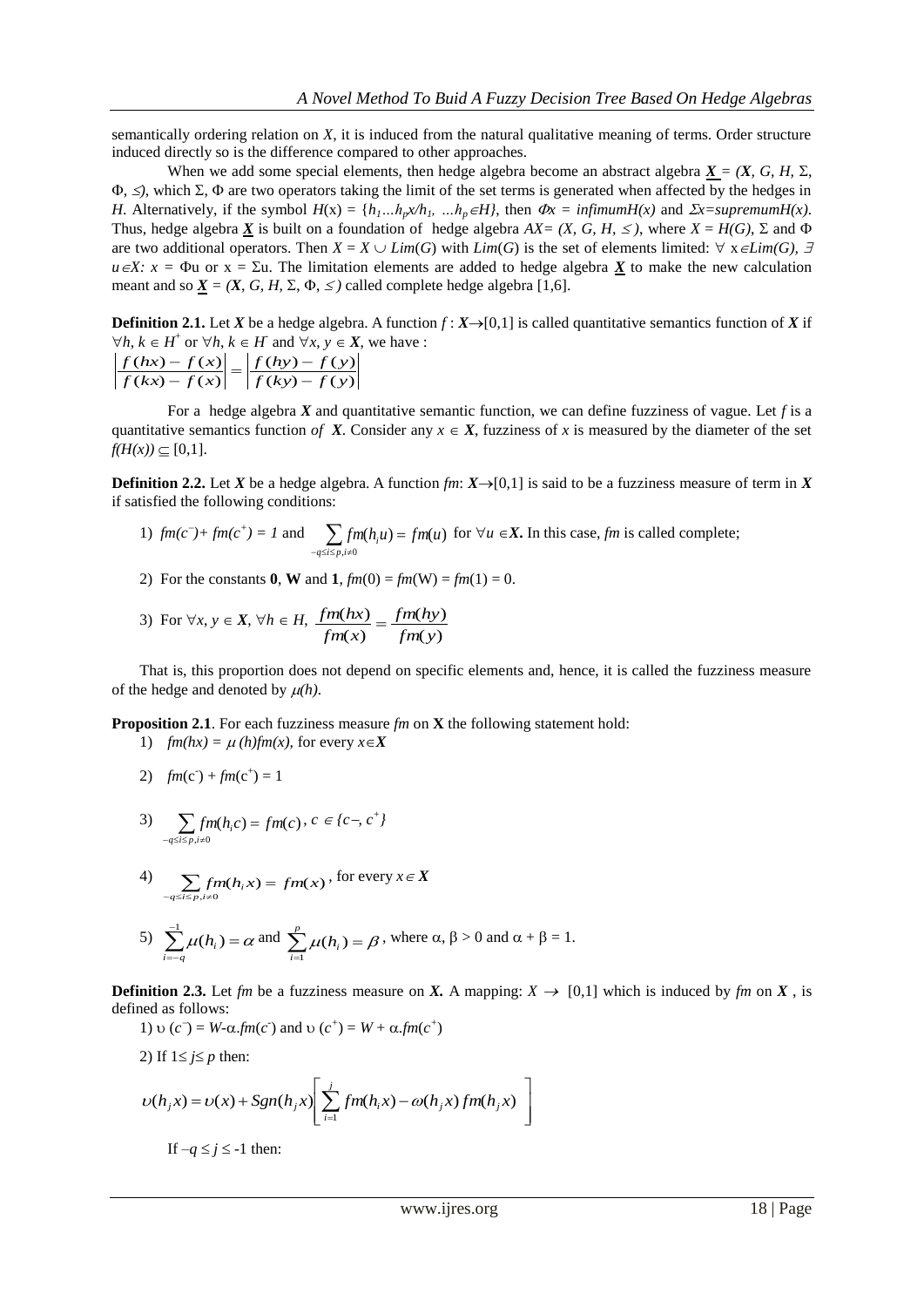semantically ordering relation on $X$, it is induced from the natural qualitative meaning of terms. Order structure induced directly so is the difference compared to other approaches.

When we add some special elements, then hedge algebra become an abstract algebra $\underline{\boldsymbol{X}} = (\boldsymbol{X}, G, H, \Sigma, \Phi, \leq)$, which $\Sigma$, $\Phi$ are two operators taking the limit of the set terms is generated when affected by the hedges in $H$. Alternatively, if the symbol $H(\text{x}) = \{h_1...h_p x/h_1, ...h_p \in H\}$, then $\Phi x = infimumH(x)$ and $\Sigma x = supremumH(x)$. Thus, hedge algebra $\underline{\boldsymbol{X}}$ is built on a foundation of hedge algebra $AX= (X, G, H, \leq)$, where $X = H(G)$, $\Sigma$ and $\Phi$ are two additional operators. Then $X = X \cup Lim(G)$ with $Lim(G)$ is the set of elements limited: $\forall$ $x \in Lim(G)$, $\exists$ $u \in X$: $x = \Phi u$ or $x = \Sigma u$. The limitation elements are added to hedge algebra $\underline{\boldsymbol{X}}$ to make the new calculation meant and so $\underline{\boldsymbol{X}} = (\boldsymbol{X}, G, H, \Sigma, \Phi, \leq)$ called complete hedge algebra [1,6].

**Definition 2.1.** Let $\boldsymbol{X}$ be a hedge algebra. A function $f : \boldsymbol{X} \rightarrow [0,1]$ is called quantitative semantics function of $\boldsymbol{X}$ if $\forall h, k \in H^+$ or $\forall h, k \in H^-$ and $\forall x, y \in \boldsymbol{X}$, we have :

$$\left|\frac{f(hx) - f(x)}{f(kx) - f(x)}\right| = \left|\frac{f(hy) - f(y)}{f(ky) - f(y)}\right|$$

For a hedge algebra $\boldsymbol{X}$ and quantitative semantic function, we can define fuzziness of vague. Let $f$ is a quantitative semantics function *of* $\boldsymbol{X}$. Consider any $x \in \boldsymbol{X}$, fuzziness of $x$ is measured by the diameter of the set $f(H(x)) \subseteq [0,1]$.

**Definition 2.2.** Let $\boldsymbol{X}$ be a hedge algebra. A function $fm$: $\boldsymbol{X} \rightarrow [0,1]$ is said to be a fuzziness measure of term in $\boldsymbol{X}$ if satisfied the following conditions:

1) $fm(c^-) + fm(c^+) = 1$ and $\sum_{-q \leq i \leq p, i \neq 0} fm(h_i u) = fm(u)$ for $\forall u \in \boldsymbol{X}$. In this case, $fm$ is called complete;

2) For the constants **0**, **W** and **1**, $fm(0) = fm(\text{W}) = fm(1) = 0$.

3) For $\forall x, y \in \boldsymbol{X}$, $\forall h \in H$, $\dfrac{fm(hx)}{fm(x)} = \dfrac{fm(hy)}{fm(y)}$

That is, this proportion does not depend on specific elements and, hence, it is called the fuzziness measure of the hedge and denoted by $\mu(h)$.

**Proposition 2.1**. For each fuzziness measure $fm$ on **X** the following statement hold:

1) $fm(hx) = \mu(h)fm(x)$, for every $x \in \boldsymbol{X}$

2) $fm(c^-) + fm(c^+) = 1$

3) $\sum_{-q \leq i \leq p, i \neq 0} fm(h_i c) = fm(c)$, $c \in \{c-, c^+\}$

4) $\sum_{-q \leq i \leq p, i \neq 0} fm(h_i x) = fm(x)$, for every $x \in \boldsymbol{X}$

5) $\sum_{i=-q}^{-1} \mu(h_i) = \alpha$ and $\sum_{i=1}^{p} \mu(h_i) = \beta$, where $\alpha, \beta > 0$ and $\alpha + \beta = 1$.

**Definition 2.3.** Let $fm$ be a fuzziness measure on $\boldsymbol{X}$. A mapping: $X \rightarrow [0,1]$ which is induced by $fm$ on $\boldsymbol{X}$, is defined as follows:

1) $\upsilon(c^-) = W - \alpha.fm(c^-)$ and $\upsilon(c^+) = W + \alpha.fm(c^+)$

2) If $1 \leq j \leq p$ then:

$$\upsilon(h_j x) = \upsilon(x) + Sgn(h_j x)\left[\sum_{i=1}^{j} fm(h_i x) - \omega(h_j x) fm(h_j x)\right]$$

If $-q \leq j \leq -1$ then: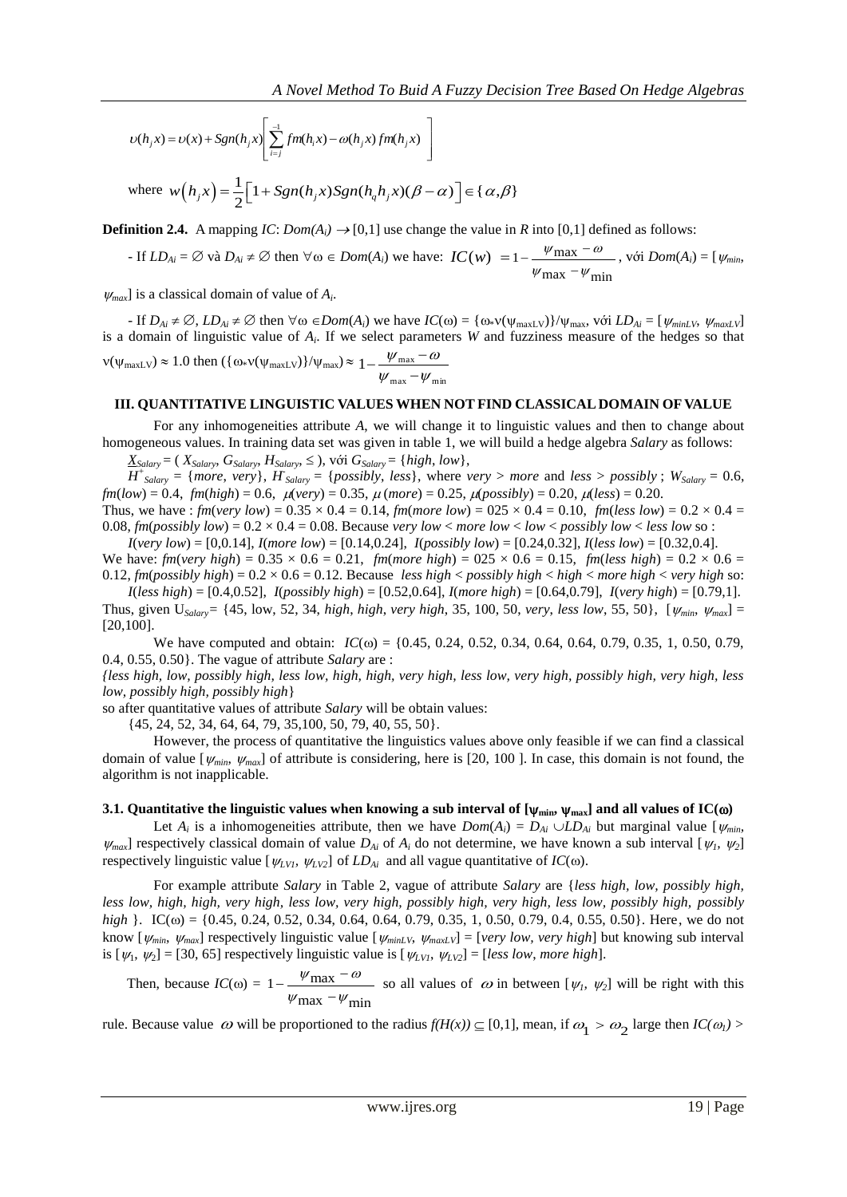$$\upsilon(h_j x) = \upsilon(x) + Sgn(h_j x)\left[\sum_{i=j}^{-1} fm(h_i x) - \omega(h_j x)\, fm(h_j x)\right]$$

where $w(h_j x) = \frac{1}{2}\left[1 + Sgn(h_j x) Sgn(h_q h_j x)(\beta - \alpha)\right] \in \{\alpha, \beta\}$

**Definition 2.4.** A mapping $IC$: $Dom(A_i) \rightarrow [0,1]$ use change the value in $R$ into [0,1] defined as follows:

- If $LD_{Ai} = \emptyset$ và $D_{Ai} \neq \emptyset$ then $\forall \omega \in Dom(A_i)$ we have: $IC(w) = 1 - \frac{\psi_{\max} - \omega}{\psi_{\max} - \psi_{\min}}$, với $Dom(A_i) = [\psi_{min}, \psi_{max}]$ is a classical domain of value of $A_i$.

- If $D_{Ai} \neq \emptyset$, $LD_{Ai} \neq \emptyset$ then $\forall \omega \in Dom(A_i)$ we have $IC(\omega) = \{\omega_* \nu(\psi_{\max LV})\}/\psi_{\max}$, với $LD_{Ai} = [\psi_{minLV}, \psi_{maxLV}]$ is a domain of linguistic value of $A_i$. If we select parameters $W$ and fuzziness measure of the hedges so that $\nu(\psi_{\max LV}) \approx 1.0$ then $(\{\omega_* \nu(\psi_{\max LV})\}/\psi_{\max}) \approx 1 - \frac{\psi_{\max} - \omega}{\psi_{\max} - \psi_{\min}}$

## III. QUANTITATIVE LINGUISTIC VALUES WHEN NOT FIND CLASSICAL DOMAIN OF VALUE

For any inhomogeneities attribute $A$, we will change it to linguistic values and then to change about homogeneous values. In training data set was given in table 1, we will build a hedge algebra *Salary* as follows:

$\underline{X}_{Salary} = (X_{Salary}, G_{Salary}, H_{Salary}, \leq)$, với $G_{Salary} = \{high, low\}$,

$H^+_{Salary} = \{more, very\}$, $H^-_{Salary} = \{possibly, less\}$, where *very* > *more* and *less* > *possibly* ; $W_{Salary} = 0.6$, $fm(low) = 0.4$, $fm(high) = 0.6$, $\mu(very) = 0.35$, $\mu(more) = 0.25$, $\mu(possibly) = 0.20$, $\mu(less) = 0.20$.

Thus, we have : $fm(very\ low) = 0.35 \times 0.4 = 0.14$, $fm(more\ low) = 025 \times 0.4 = 0.10$, $fm(less\ low) = 0.2 \times 0.4 = 0.08$, $fm(possibly\ low) = 0.2 \times 0.4 = 0.08$. Because *very low* < *more low* < *low* < *possibly low* < *less low* so :

$I(very\ low) = [0,0.14]$, $I(more\ low) = [0.14,0.24]$, $I(possibly\ low) = [0.24,0.32]$, $I(less\ low) = [0.32,0.4]$.

We have: $fm(very\ high) = 0.35 \times 0.6 = 0.21$, $fm(more\ high) = 025 \times 0.6 = 0.15$, $fm(less\ high) = 0.2 \times 0.6 = 0.12$, $fm(possibly\ high) = 0.2 \times 0.6 = 0.12$. Because *less high* < *possibly high* < *high* < *more high* < *very high* so:

$I(less\ high) = [0.4,0.52]$, $I(possibly\ high) = [0.52,0.64]$, $I(more\ high) = [0.64,0.79]$, $I(very\ high) = [0.79,1]$.

Thus, given $U_{Salary}$= {45, low, 52, 34, *high*, *high*, *very high*, 35, 100, 50, *very*, *less low*, 55, 50}, $[\psi_{min}, \psi_{max}]$ = [20,100].

We have computed and obtain: $IC(\omega)$ = {0.45, 0.24, 0.52, 0.34, 0.64, 0.64, 0.79, 0.35, 1, 0.50, 0.79, 0.4, 0.55, 0.50}. The vague of attribute *Salary* are :

*{less high, low, possibly high, less low, high, high, very high, less low, very high, possibly high, very high, less low, possibly high, possibly high}*

so after quantitative values of attribute *Salary* will be obtain values:

{45, 24, 52, 34, 64, 64, 79, 35,100, 50, 79, 40, 55, 50}.

However, the process of quantitative the linguistics values above only feasible if we can find a classical domain of value $[\psi_{min}, \psi_{max}]$ of attribute is considering, here is [20, 100 ]. In case, this domain is not found, the algorithm is not inapplicable.

### 3.1. Quantitative the linguistic values when knowing a sub interval of $[\psi_{min}, \psi_{max}]$ and all values of $IC(\omega)$

Let $A_i$ is a inhomogeneities attribute, then we have $Dom(A_i) = D_{Ai} \cup LD_{Ai}$ but marginal value $[\psi_{min}, \psi_{max}]$ respectively classical domain of value $D_{Ai}$ of $A_i$ do not determine, we have known a sub interval $[\psi_1, \psi_2]$ respectively linguistic value $[\psi_{LV1}, \psi_{LV2}]$ of $LD_{Ai}$ and all vague quantitative of $IC(\omega)$.

For example attribute *Salary* in Table 2, vague of attribute *Salary* are {*less high, low, possibly high, less low, high, high, very high, less low, very high, possibly high, very high, less low, possibly high, possibly high* }. IC($\omega$) = {0.45, 0.24, 0.52, 0.34, 0.64, 0.64, 0.79, 0.35, 1, 0.50, 0.79, 0.4, 0.55, 0.50}. Here, we do not know $[\psi_{min}, \psi_{max}]$ respectively linguistic value $[\psi_{minLV}, \psi_{maxLV}]$ = [*very low*, *very high*] but knowing sub interval is $[\psi_1, \psi_2]$ = [30, 65] respectively linguistic value is $[\psi_{LV1}, \psi_{LV2}]$ = [*less low*, *more high*].

Then, because $IC(\omega) = 1 - \frac{\psi_{\max} - \omega}{\psi_{\max} - \psi_{\min}}$ so all values of $\omega$ in between $[\psi_1, \psi_2]$ will be right with this rule. Because $\omega$ will be proportioned to the radius $f(H(x)) \subseteq [0,1]$, mean, if $\omega_1 > \omega_2$ large then $IC(\omega_1)$ >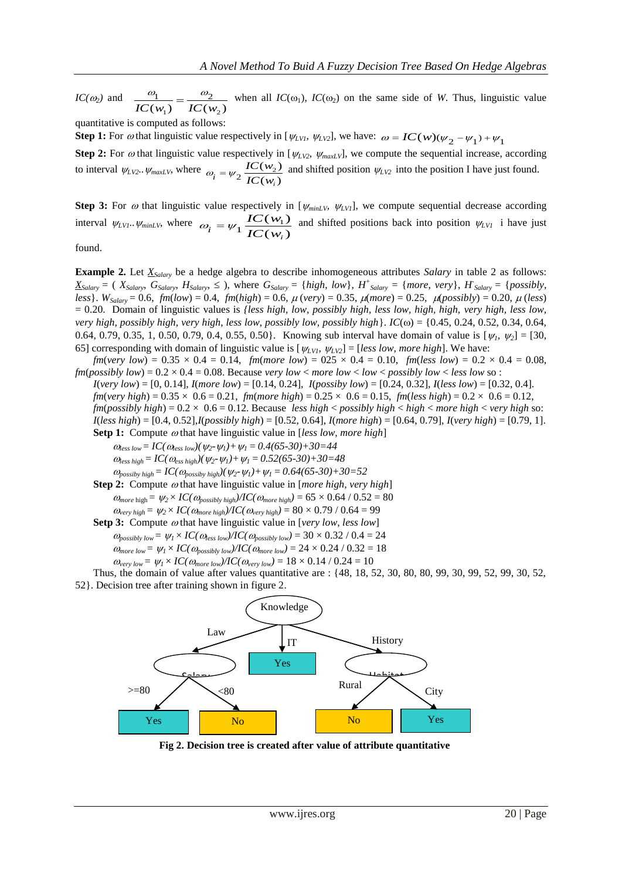$IC(\omega_2)$ and $\dfrac{\omega_1}{IC(w_1)} = \dfrac{\omega_2}{IC(w_2)}$ when all $IC(\omega_1)$, $IC(\omega_2)$ on the same side of *W*. Thus, linguistic value quantitative is computed as follows:

**Step 1:** For $\omega$ that linguistic value respectively in [$\psi_{LV1}$, $\psi_{LV2}$], we have: $\omega = IC(w)(\psi_2 - \psi_1) + \psi_1$

**Step 2:** For $\omega$ that linguistic value respectively in [$\psi_{LV2}$, $\psi_{maxLV}$], we compute the sequential increase, according to interval $\psi_{LV2}..\psi_{maxLV}$, where $\omega_i = \psi_2 \dfrac{IC(w_2)}{IC(w_i)}$ and shifted position $\psi_{LV2}$ into the position I have just found.

**Step 3:** For $\omega$ that linguistic value respectively in [$\psi_{minLV}$, $\psi_{LV1}$], we compute sequential decrease according interval $\psi_{LV1}..\psi_{minLV}$, where $\omega_i = \psi_1 \dfrac{IC(w_1)}{IC(w_i)}$ and shifted positions back into position $\psi_{LV1}$ i have just found.

**Example 2.** Let $\underline{X}_{Salary}$ be a hedge algebra to describe inhomogeneous attributes *Salary* in table 2 as follows: $\underline{X}_{Salary}$ = ( $X_{Salary}$, $G_{Salary}$, $H_{Salary}$, $\leq$ ), where $G_{Salary}$ = {*high*, *low*}, $H^+_{Salary}$ = {*more*, *very*}, $H^-_{Salary}$ = {*possibly*, *less*}. $W_{Salary}$ = 0.6, *fm*(*low*) = 0.4, *fm*(*high*) = 0.6, $\mu$ (*very*) = 0.35, $\mu$(*more*) = 0.25, $\mu$(*possibly*) = 0.20, $\mu$ (*less*) = 0.20. Domain of linguistic values is {*less high*, *low*, *possibly high*, *less low*, *high*, *high*, *very high*, *less low*, *very high*, *possibly high*, *very high*, *less low*, *possibly low*, *possibly high*}. $IC(\omega)$ = {0.45, 0.24, 0.52, 0.34, 0.64, 0.64, 0.79, 0.35, 1, 0.50, 0.79, 0.4, 0.55, 0.50}. Knowing sub interval have domain of value is [$\psi_1$, $\psi_2$] = [30, 65] corresponding with domain of linguistic value is [$\psi_{LV1}$, $\psi_{LV2}$] = [*less low*, *more high*]. We have:

*fm*(*very low*) = 0.35 × 0.4 = 0.14, *fm*(*more low*) = 025 × 0.4 = 0.10, *fm*(*less low*) = 0.2 × 0.4 = 0.08, *fm*(*possibly low*) = 0.2 × 0.4 = 0.08. Because *very low* < *more low* < *low* < *possibly low* < *less low* so :

*I*(*very low*) = [0, 0.14], *I*(*more low*) = [0.14, 0.24], *I*(*possibly low*) = [0.24, 0.32], *I*(*less low*) = [0.32, 0.4].

*fm*(*very high*) = 0.35 × 0.6 = 0.21, *fm*(*more high*) = 0.25 × 0.6 = 0.15, *fm*(*less high*) = 0.2 × 0.6 = 0.12, *fm*(*possibly high*) = 0.2 × 0.6 = 0.12. Because *less high* < *possibly high* < *high* < *more high* < *very high* so:

*I*(*less high*) = [0.4, 0.52],*I*(*possibly high*) = [0.52, 0.64], *I*(*more high*) = [0.64, 0.79], *I*(*very high*) = [0.79, 1].

**Setp 1:** Compute $\omega$ that have linguistic value in [*less low*, *more high*]

$\omega_{less\ low} = IC(\omega_{less\ low})(\psi_2\text{-}\psi_1) + \psi_1 = 0.4(65\text{-}30)+30=44$

$\omega_{less\ high} = IC(\omega_{less\ high})(\psi_2\text{-}\psi_1) + \psi_1 = 0.52(65\text{-}30)+30=48$

$\omega_{possiby\ high} = IC(\omega_{possiby\ high})(\psi_2\text{-}\psi_1) + \psi_1 = 0.64(65\text{-}30)+30=52$

**Step 2:** Compute $\omega$ that have linguistic value in [*more high*, *very high*]

$\omega_{more\ high} = \psi_2 \times IC(\omega_{possibly\ high})/IC(\omega_{more\ high})$ = 65 × 0.64 / 0.52 = 80

$\omega_{very\ high} = \psi_2 \times IC(\omega_{more\ high})/IC(\omega_{very\ high})$ = 80 × 0.79 / 0.64 = 99

**Setp 3:** Compute $\omega$ that have linguistic value in [*very low*, *less low*]

$\omega_{possibly\ low} = \psi_1 \times IC(\omega_{less\ low})/IC(\omega_{possibly\ low})$ = 30 × 0.32 / 0.4 = 24

$\omega_{more\ low} = \psi_1 \times IC(\omega_{possibly\ low})/IC(\omega_{more\ low})$ = 24 × 0.24 / 0.32 = 18

$\omega_{very\ low} = \psi_1 \times IC(\omega_{more\ low})/IC(\omega_{very\ low})$ = 18 × 0.14 / 0.24 = 10

Thus, the domain of value after values quantitative are : {48, 18, 52, 30, 80, 80, 99, 30, 99, 52, 99, 30, 52, 52}. Decision tree after training shown in figure 2.

**Fig 2. Decision tree is created after value of attribute quantitative**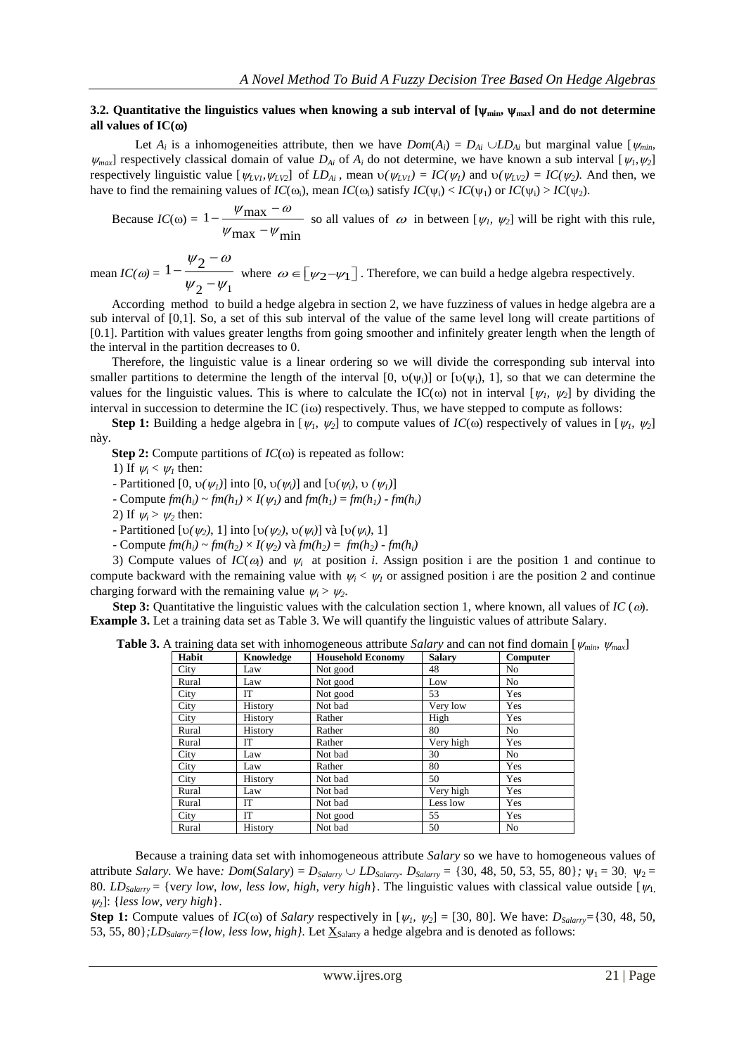### 3.2. Quantitative the linguistics values when knowing a sub interval of [$\psi_{min}$, $\psi_{max}$] and do not determine all values of IC($\omega$)

Let $A_i$ is a inhomogeneities attribute, then we have $Dom(A_i) = D_{Ai} \cup LD_{Ai}$ but marginal value [$\psi_{min}$, $\psi_{max}$] respectively classical domain of value $D_{Ai}$ of $A_i$ do not determine, we have known a sub interval [$\psi_1$, $\psi_2$] respectively linguistic value [$\psi_{LV1}$, $\psi_{LV2}$] of $LD_{Ai}$, mean $\upsilon(\psi_{LV1}) = IC(\psi_1)$ and $\upsilon(\psi_{LV2}) = IC(\psi_2)$. And then, we have to find the remaining values of $IC(\omega_i)$, mean $IC(\omega_i)$ satisfy $IC(\psi_i) < IC(\psi_1)$ or $IC(\psi_i) > IC(\psi_2)$.

Because $IC(\omega) = 1 - \dfrac{\psi_{max} - \omega}{\psi_{max} - \psi_{min}}$ so all values of $\omega$ in between [$\psi_1$, $\psi_2$] will be right with this rule, mean $IC(\omega) = 1 - \dfrac{\psi_2 - \omega}{\psi_2 - \psi_1}$ where $\omega \in [\psi_2 - \psi_1]$. Therefore, we can build a hedge algebra respectively.

According method to build a hedge algebra in section 2, we have fuzziness of values in hedge algebra are a sub interval of [0,1]. So, a set of this sub interval of the value of the same level long will create partitions of [0.1]. Partition with values greater lengths from going smoother and infinitely greater length when the length of the interval in the partition decreases to 0.

Therefore, the linguistic value is a linear ordering so we will divide the corresponding sub interval into smaller partitions to determine the length of the interval [0, $\upsilon(\psi_i)$] or [$\upsilon(\psi_i)$, 1], so that we can determine the values for the linguistic values. This is where to calculate the IC($\omega$) not in interval [$\psi_1$, $\psi_2$] by dividing the interval in succession to determine the IC (i$\omega$) respectively. Thus, we have stepped to compute as follows:

**Step 1:** Building a hedge algebra in [$\psi_1$, $\psi_2$] to compute values of $IC(\omega)$ respectively of values in [$\psi_1$, $\psi_2$] này.

**Step 2:** Compute partitions of $IC(\omega)$ is repeated as follow:

1) If $\psi_i < \psi_1$ then:

- Partitioned [0, $\upsilon(\psi_1)$] into [0, $\upsilon(\psi_i)$] and [$\upsilon(\psi_i)$, $\upsilon(\psi_1)$]
- Compute $fm(h_i) \sim fm(h_1) \times I(\psi_1)$ and $fm(h_1) = fm(h_1) - fm(h_i)$

2) If $\psi_i > \psi_2$ then:

- Partitioned [$\upsilon(\psi_2)$, 1] into [$\upsilon(\psi_2)$, $\upsilon(\psi_i)$] và [$\upsilon(\psi_i)$, 1]
- Compute $fm(h_i) \sim fm(h_2) \times I(\psi_2)$ và $fm(h_2) = fm(h_2) - fm(h_i)$

3) Compute values of $IC(\omega_i)$ and $\psi_i$ at position *i*. Assign position i are the position 1 and continue to compute backward with the remaining value with $\psi_i < \psi_1$ or assigned position i are the position 2 and continue charging forward with the remaining value $\psi_i > \psi_2$.

**Step 3:** Quantitative the linguistic values with the calculation section 1, where known, all values of $IC(\omega)$.

**Example 3.** Let a training data set as Table 3. We will quantify the linguistic values of attribute Salary.

**Table 3.** A training data set with inhomogeneous attribute *Salary* and can not find domain [$\psi_{min}$, $\psi_{max}$]

| Habit | Knowledge | Household Economy | Salary | Computer |
|---|---|---|---|---|
| City | Law | Not good | 48 | No |
| Rural | Law | Not good | Low | No |
| City | IT | Not good | 53 | Yes |
| City | History | Not bad | Very low | Yes |
| City | History | Rather | High | Yes |
| Rural | History | Rather | 80 | No |
| Rural | IT | Rather | Very high | Yes |
| City | Law | Not bad | 30 | No |
| City | Law | Rather | 80 | Yes |
| City | History | Not bad | 50 | Yes |
| Rural | Law | Not bad | Very high | Yes |
| Rural | IT | Not bad | Less low | Yes |
| City | IT | Not good | 55 | Yes |
| Rural | History | Not bad | 50 | No |

Because a training data set with inhomogeneous attribute *Salary* so we have to homogeneous values of attribute *Salary*. We have: $Dom(Salary) = D_{Salarry} \cup LD_{Salarry}$. $D_{Salarry}$ = {30, 48, 50, 53, 55, 80}; $\psi_1 = 30$; $\psi_2 = 80$. $LD_{Salarry}$ = {*very low*, *low*, *less low*, *high*, *very high*}. The linguistic values with classical value outside [$\psi_1$, $\psi_2$]: {*less low*, *very high*}.

**Step 1:** Compute values of IC($\omega$) of *Salary* respectively in [$\psi_1$, $\psi_2$] = [30, 80]. We have: $D_{Salarry}$={30, 48, 50, 53, 55, 80}; $LD_{Salarry}$={*low*, *less low*, *high*}. Let $\underline{X}_{Salarry}$ a hedge algebra and is denoted as follows: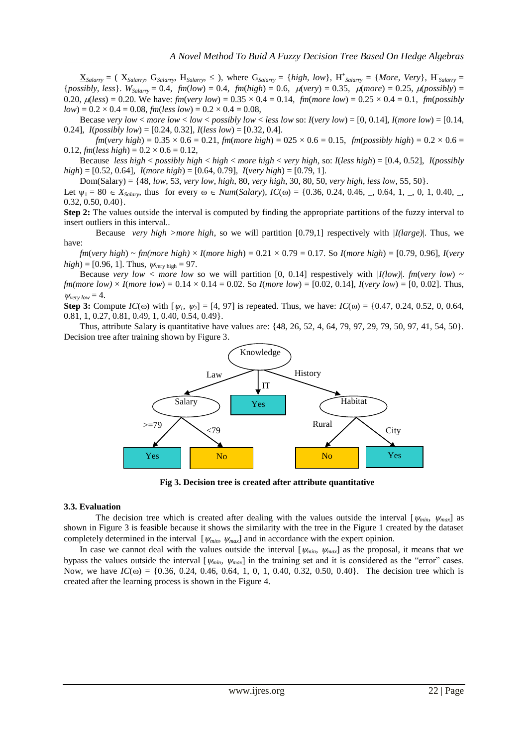$\underline{X}_{Salarry}$ = ( $X_{Salarry}$, $G_{Salarry}$, $H_{Salarry}$, ≤ ), where $G_{Salarry}$ = {*high*, *low*}, $H^{+}_{Salarry}$ = {*More*, *Very*}, $H^{-}_{Salarry}$ = {*possibly*, *less*}. $W_{Salarry}$ = 0.4, *fm*(*low*) = 0.4, *fm*(*high*) = 0.6, $\mu$(*very*) = 0.35, $\mu$(*more*) = 0.25, $\mu$(*possibly*) = 0.20, $\mu$(*less*) = 0.20. We have: *fm*(*very low*) = 0.35 × 0.4 = 0.14, *fm*(*more low*) = 0.25 × 0.4 = 0.1, *fm*(*possibly low*) = 0.2 × 0.4 = 0.08, *fm*(*less low*) = 0.2 × 0.4 = 0.08,

Becase *very low* < *more low* < *low* < *possibly low* < *less low* so: *I*(*very low*) = [0, 0.14], *I*(*more low*) = [0.14, 0.24], *I*(*possibly low*) = [0.24, 0.32], *I*(*less low*) = [0.32, 0.4].

*fm*(*very high*) = 0.35 × 0.6 = 0.21, *fm*(*more high*) = 025 × 0.6 = 0.15, *fm*(*possibly high*) = 0.2 × 0.6 = 0.12, *fm*(*less high*) = 0.2 × 0.6 = 0.12,

Because *less high* < *possibly high* < *high* < *more high* < *very high*, so: *I*(*less high*) = [0.4, 0.52], *I*(*possibly high*) = [0.52, 0.64], *I*(*more high*) = [0.64, 0.79], *I*(*very high*) = [0.79, 1].

Dom(Salary) = {48, *low*, 53, *very low*, *high*, 80, *very high*, 30, 80, 50, *very high*, *less low*, 55, 50}.

Let $\psi_1$ = 80 ∈ $X_{Salary}$, thus for every ω ∈ *Num*(*Salary*), *IC*(ω) = {0.36, 0.24, 0.46, _, 0.64, 1, _, 0, 1, 0.40, _, 0.32, 0.50, 0.40}.

**Step 2:** The values outside the interval is computed by finding the appropriate partitions of the fuzzy interval to insert outliers in this interval..

Because *very high* >*more high*, so we will partition [0.79,1] respectively with |*I(large)*|. Thus, we have:

*fm*(*very high*) ~ *fm(more high)* × *I*(*more high*) = 0.21 × 0.79 = 0.17. So *I*(*more high*) = [0.79, 0.96], *I*(*very high*) = [0.96, 1]. Thus, $\psi_{\text{very high}}$ = 97.

Because *very low* < *more low* so we will partition [0, 0.14] respestively with |*I(low)*|. *fm*(*very low*) ~ *fm(more low)* × *I*(*more low*) = 0.14 × 0.14 = 0.02. So *I*(*more low*) = [0.02, 0.14], *I*(*very low*) = [0, 0.02]. Thus, $\psi_{very\ low}$ = 4.

**Step 3:** Compute *IC*(ω) with [$\psi_1$, $\psi_2$] = [4, 97] is repeated. Thus, we have: *IC*(ω) = {0.47, 0.24, 0.52, 0, 0.64, 0.81, 1, 0.27, 0.81, 0.49, 1, 0.40, 0.54, 0.49}.

Thus, attribute Salary is quantitative have values are: {48, 26, 52, 4, 64, 79, 97, 29, 79, 50, 97, 41, 54, 50}. Decision tree after training shown by Figure 3.

**Fig 3. Decision tree is created after attribute quantitative**

### 3.3. Evaluation

The decision tree which is created after dealing with the values outside the interval [$\psi_{min}$, $\psi_{max}$] as shown in Figure 3 is feasible because it shows the similarity with the tree in the Figure 1 created by the dataset completely determined in the interval [$\psi_{min}$, $\psi_{max}$] and in accordance with the expert opinion.

In case we cannot deal with the values outside the interval [$\psi_{min}$, $\psi_{max}$] as the proposal, it means that we bypass the values outside the interval [$\psi_{min}$, $\psi_{max}$] in the training set and it is considered as the "error" cases. Now, we have *IC*(ω) = {0.36, 0.24, 0.46, 0.64, 1, 0, 1, 0.40, 0.32, 0.50, 0.40}. The decision tree which is created after the learning process is shown in the Figure 4.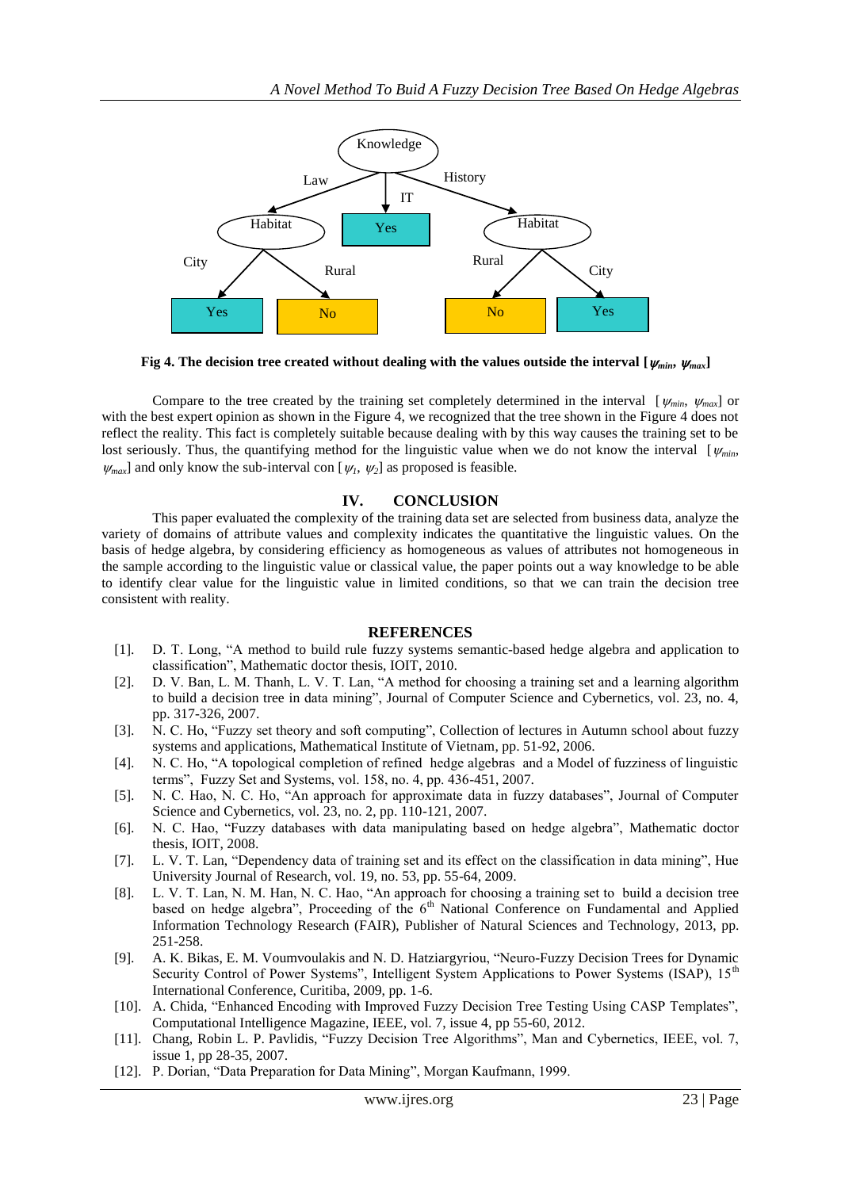Fig 4. The decision tree created without dealing with the values outside the interval [$\psi_{min}$, $\psi_{max}$]

Compare to the tree created by the training set completely determined in the interval [$\psi_{min}$, $\psi_{max}$] or with the best expert opinion as shown in the Figure 4, we recognized that the tree shown in the Figure 4 does not reflect the reality. This fact is completely suitable because dealing with by this way causes the training set to be lost seriously. Thus, the quantifying method for the linguistic value when we do not know the interval [$\psi_{min}$, $\psi_{max}$] and only know the sub-interval con [$\psi_1$, $\psi_2$] as proposed is feasible.

## IV. CONCLUSION

This paper evaluated the complexity of the training data set are selected from business data, analyze the variety of domains of attribute values and complexity indicates the quantitative the linguistic values. On the basis of hedge algebra, by considering efficiency as homogeneous as values of attributes not homogeneous in the sample according to the linguistic value or classical value, the paper points out a way knowledge to be able to identify clear value for the linguistic value in limited conditions, so that we can train the decision tree consistent with reality.

## REFERENCES

[1]. D. T. Long, "A method to build rule fuzzy systems semantic-based hedge algebra and application to classification", Mathematic doctor thesis, IOIT, 2010.

[2]. D. V. Ban, L. M. Thanh, L. V. T. Lan, "A method for choosing a training set and a learning algorithm to build a decision tree in data mining", Journal of Computer Science and Cybernetics, vol. 23, no. 4, pp. 317-326, 2007.

[3]. N. C. Ho, "Fuzzy set theory and soft computing", Collection of lectures in Autumn school about fuzzy systems and applications, Mathematical Institute of Vietnam, pp. 51-92, 2006.

[4]. N. C. Ho, "A topological completion of refined hedge algebras and a Model of fuzziness of linguistic terms", Fuzzy Set and Systems, vol. 158, no. 4, pp. 436-451, 2007.

[5]. N. C. Hao, N. C. Ho, "An approach for approximate data in fuzzy databases", Journal of Computer Science and Cybernetics, vol. 23, no. 2, pp. 110-121, 2007.

[6]. N. C. Hao, "Fuzzy databases with data manipulating based on hedge algebra", Mathematic doctor thesis, IOIT, 2008.

[7]. L. V. T. Lan, "Dependency data of training set and its effect on the classification in data mining", Hue University Journal of Research, vol. 19, no. 53, pp. 55-64, 2009.

[8]. L. V. T. Lan, N. M. Han, N. C. Hao, "An approach for choosing a training set to build a decision tree based on hedge algebra", Proceeding of the 6th National Conference on Fundamental and Applied Information Technology Research (FAIR), Publisher of Natural Sciences and Technology, 2013, pp. 251-258.

[9]. A. K. Bikas, E. M. Voumvoulakis and N. D. Hatziargyriou, "Neuro-Fuzzy Decision Trees for Dynamic Security Control of Power Systems", Intelligent System Applications to Power Systems (ISAP), 15th International Conference, Curitiba, 2009, pp. 1-6.

[10]. A. Chida, "Enhanced Encoding with Improved Fuzzy Decision Tree Testing Using CASP Templates", Computational Intelligence Magazine, IEEE, vol. 7, issue 4, pp 55-60, 2012.

[11]. Chang, Robin L. P. Pavlidis, "Fuzzy Decision Tree Algorithms", Man and Cybernetics, IEEE, vol. 7, issue 1, pp 28-35, 2007.

[12]. P. Dorian, "Data Preparation for Data Mining", Morgan Kaufmann, 1999.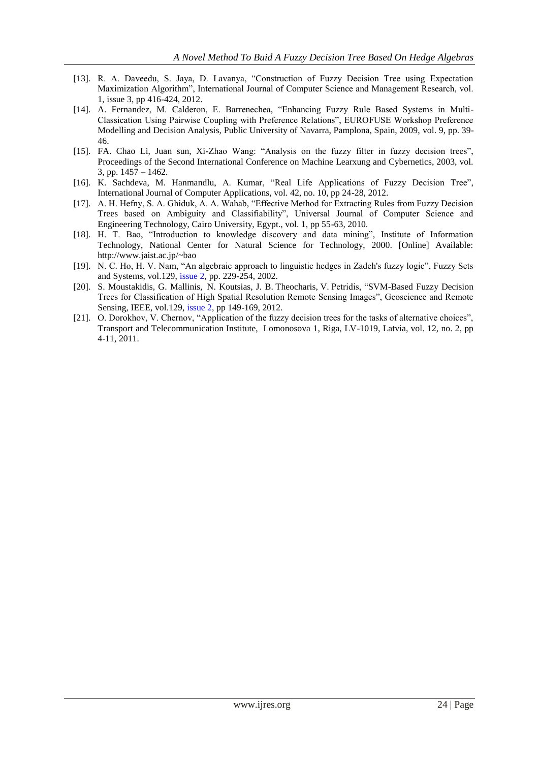[13]. R. A. Daveedu, S. Jaya, D. Lavanya, "Construction of Fuzzy Decision Tree using Expectation Maximization Algorithm", International Journal of Computer Science and Management Research, vol. 1, issue 3, pp 416-424, 2012.

[14]. A. Fernandez, M. Calderon, E. Barrenechea, "Enhancing Fuzzy Rule Based Systems in Multi-Classication Using Pairwise Coupling with Preference Relations", EUROFUSE Workshop Preference Modelling and Decision Analysis, Public University of Navarra, Pamplona, Spain, 2009, vol. 9, pp. 39-46.

[15]. FA. Chao Li, Juan sun, Xi-Zhao Wang: "Analysis on the fuzzy filter in fuzzy decision trees", Proceedings of the Second International Conference on Machine Learxung and Cybernetics, 2003, vol. 3, pp. 1457 – 1462.

[16]. K. Sachdeva, M. Hanmandlu, A. Kumar, "Real Life Applications of Fuzzy Decision Tree", International Journal of Computer Applications, vol. 42, no. 10, pp 24-28, 2012.

[17]. A. H. Hefny, S. A. Ghiduk, A. A. Wahab, "Effective Method for Extracting Rules from Fuzzy Decision Trees based on Ambiguity and Classifiability", Universal Journal of Computer Science and Engineering Technology, Cairo University, Egypt., vol. 1, pp 55-63, 2010.

[18]. H. T. Bao, "Introduction to knowledge discovery and data mining", Institute of Information Technology, National Center for Natural Science for Technology, 2000. [Online] Available: http://www.jaist.ac.jp/~bao

[19]. N. C. Ho, H. V. Nam, "An algebraic approach to linguistic hedges in Zadeh's fuzzy logic", Fuzzy Sets and Systems, vol.129, issue 2, pp. 229-254, 2002.

[20]. S. Moustakidis, G. Mallinis, N. Koutsias, J. B. Theocharis, V. Petridis, "SVM-Based Fuzzy Decision Trees for Classification of High Spatial Resolution Remote Sensing Images", Geoscience and Remote Sensing, IEEE, vol.129, issue 2, pp 149-169, 2012.

[21]. O. Dorokhov, V. Chernov, "Application of the fuzzy decision trees for the tasks of alternative choices", Transport and Telecommunication Institute, Lomonosova 1, Riga, LV-1019, Latvia, vol. 12, no. 2, pp 4-11, 2011.